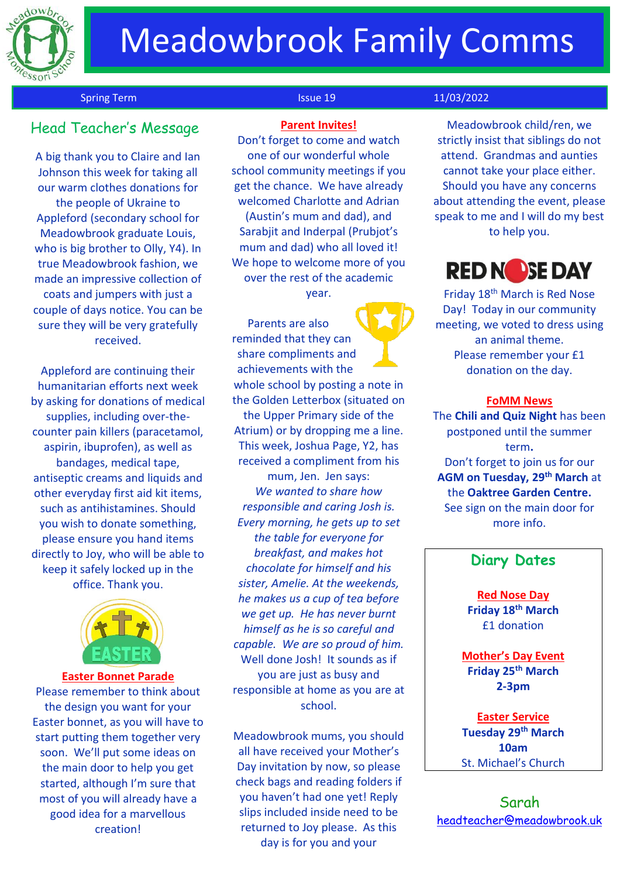# Meadowbrook Family Comms

Spring Term | Issue 19 | 11/03/2022

## Head Teacher's Message

A big thank you to Claire and Ian Johnson this week for taking all our warm clothes donations for the people of Ukraine to Appleford (secondary school for Meadowbrook graduate Louis, who is big brother to Olly, Y4). In true Meadowbrook fashion, we made an impressive collection of coats and jumpers with just a couple of days notice. You can be sure they will be very gratefully received.

Appleford are continuing their humanitarian efforts next week by asking for donations of medical supplies, including over-the-counter pain killers (paracetamol, aspirin, ibuprofen), as well as bandages, medical tape, antiseptic creams and liquids and other everyday first aid kit items, such as antihistamines. Should you wish to donate something, please ensure you hand items directly to Joy, who will be able to keep it safely locked up in the office. Thank you.

### Easter Bonnet Parade

Please remember to think about the design you want for your Easter bonnet, as you will have to start putting them together very soon. We'll put some ideas on the main door to help you get started, although I'm sure that most of you will already have a good idea for a marvellous creation!

### Parent Invites!

Don't forget to come and watch one of our wonderful whole school community meetings if you get the chance. We have already welcomed Charlotte and Adrian (Austin's mum and dad), and Sarabjit and Inderpal (Prubjot's mum and dad) who all loved it! We hope to welcome more of you over the rest of the academic year.

Parents are also reminded that they can share compliments and achievements with the whole school by posting a note in the Golden Letterbox (situated on the Upper Primary side of the Atrium) or by dropping me a line. This week, Joshua Page, Y2, has received a compliment from his mum, Jen. Jen says:

*We wanted to share how responsible and caring Josh is. Every morning, he gets up to set the table for everyone for breakfast, and makes hot chocolate for himself and his sister, Amelie. At the weekends, he makes us a cup of tea before we get up. He has never burnt himself as he is so careful and capable. We are so proud of him.*

Well done Josh! It sounds as if you are just as busy and responsible at home as you are at school.

Meadowbrook mums, you should all have received your Mother's Day invitation by now, so please check bags and reading folders if you haven't had one yet! Reply slips included inside need to be returned to Joy please. As this day is for you and your Meadowbrook child/ren, we strictly insist that siblings do not attend. Grandmas and aunties cannot take your place either. Should you have any concerns about attending the event, please speak to me and I will do my best to help you.

### RED NOSE DAY

Friday 18th March is Red Nose Day! Today in our community meeting, we voted to dress using an animal theme. Please remember your £1 donation on the day.

### FoMM News

The **Chili and Quiz Night** has been postponed until the summer term**.**

Don't forget to join us for our **AGM on Tuesday, 29th March** at the **Oaktree Garden Centre.** See sign on the main door for more info.

### Diary Dates

**Red Nose Day**
**Friday 18th March**
£1 donation

**Mother's Day Event**
**Friday 25th March**
**2-3pm**

**Easter Service**
**Tuesday 29th March**
**10am**
St. Michael's Church

Sarah
headteacher@meadowbrook.uk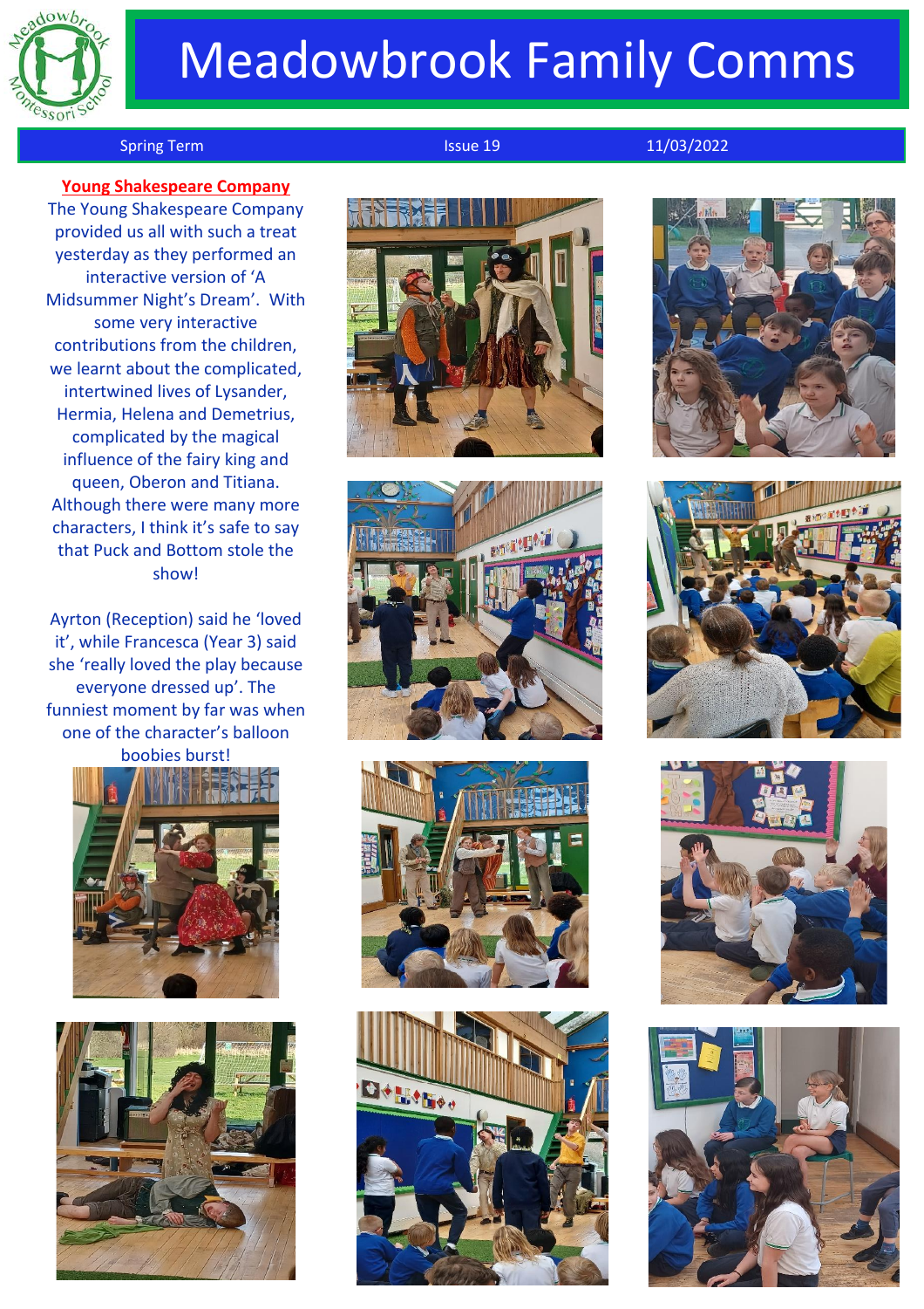# Meadowbrook Family Comms

Spring Term | Issue 19 | 11/03/2022

## Young Shakespeare Company

The Young Shakespeare Company provided us all with such a treat yesterday as they performed an interactive version of 'A Midsummer Night's Dream'. With some very interactive contributions from the children, we learnt about the complicated, intertwined lives of Lysander, Hermia, Helena and Demetrius, complicated by the magical influence of the fairy king and queen, Oberon and Titiana. Although there were many more characters, I think it's safe to say that Puck and Bottom stole the show!

Ayrton (Reception) said he 'loved it', while Francesca (Year 3) said she 'really loved the play because everyone dressed up'. The funniest moment by far was when one of the character's balloon boobies burst!